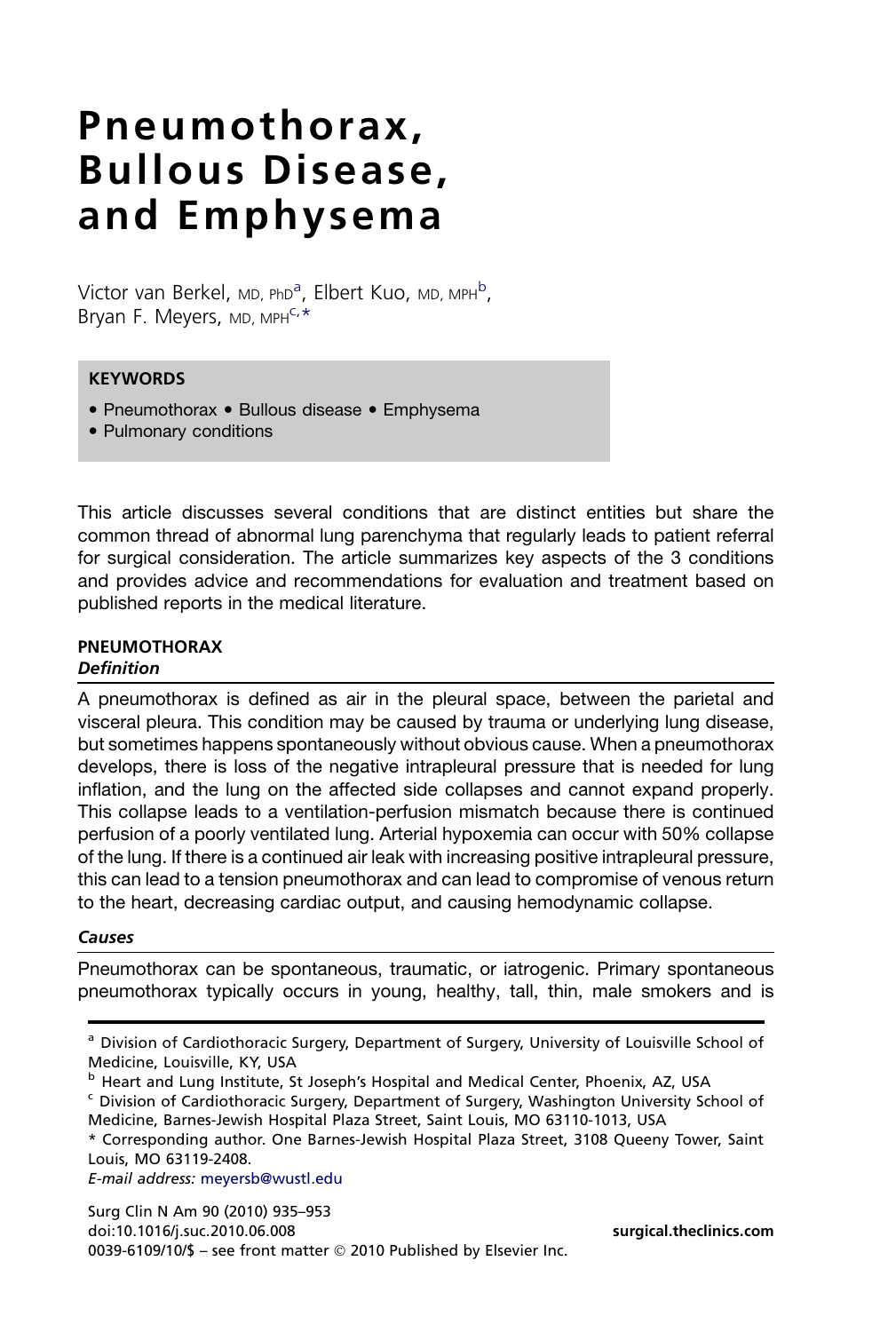# Pneumothorax, Bullous Disease, and Emphysema

Victor van Berkel, MD, PhD[a], Elbert Kuo, MD, MPH[b], Bryan F. Meyers, MD, MPH[c,*]

**KEYWORDS**

- Pneumothorax • Bullous disease • Emphysema
- Pulmonary conditions

This article discusses several conditions that are distinct entities but share the common thread of abnormal lung parenchyma that regularly leads to patient referral for surgical consideration. The article summarizes key aspects of the 3 conditions and provides advice and recommendations for evaluation and treatment based on published reports in the medical literature.

## PNEUMOTHORAX

### *Definition*

A pneumothorax is defined as air in the pleural space, between the parietal and visceral pleura. This condition may be caused by trauma or underlying lung disease, but sometimes happens spontaneously without obvious cause. When a pneumothorax develops, there is loss of the negative intrapleural pressure that is needed for lung inflation, and the lung on the affected side collapses and cannot expand properly. This collapse leads to a ventilation-perfusion mismatch because there is continued perfusion of a poorly ventilated lung. Arterial hypoxemia can occur with 50% collapse of the lung. If there is a continued air leak with increasing positive intrapleural pressure, this can lead to a tension pneumothorax and can lead to compromise of venous return to the heart, decreasing cardiac output, and causing hemodynamic collapse.

### *Causes*

Pneumothorax can be spontaneous, traumatic, or iatrogenic. Primary spontaneous pneumothorax typically occurs in young, healthy, tall, thin, male smokers and is

[a] Division of Cardiothoracic Surgery, Department of Surgery, University of Louisville School of Medicine, Louisville, KY, USA

[b] Heart and Lung Institute, St Joseph's Hospital and Medical Center, Phoenix, AZ, USA

[c] Division of Cardiothoracic Surgery, Department of Surgery, Washington University School of Medicine, Barnes-Jewish Hospital Plaza Street, Saint Louis, MO 63110-1013, USA

\* Corresponding author. One Barnes-Jewish Hospital Plaza Street, 3108 Queeny Tower, Saint Louis, MO 63119-2408.

*E-mail address:* meyersb@wustl.edu

Surg Clin N Am 90 (2010) 935–953
doi:10.1016/j.suc.2010.06.008
0039-6109/10/$ – see front matter © 2010 Published by Elsevier Inc.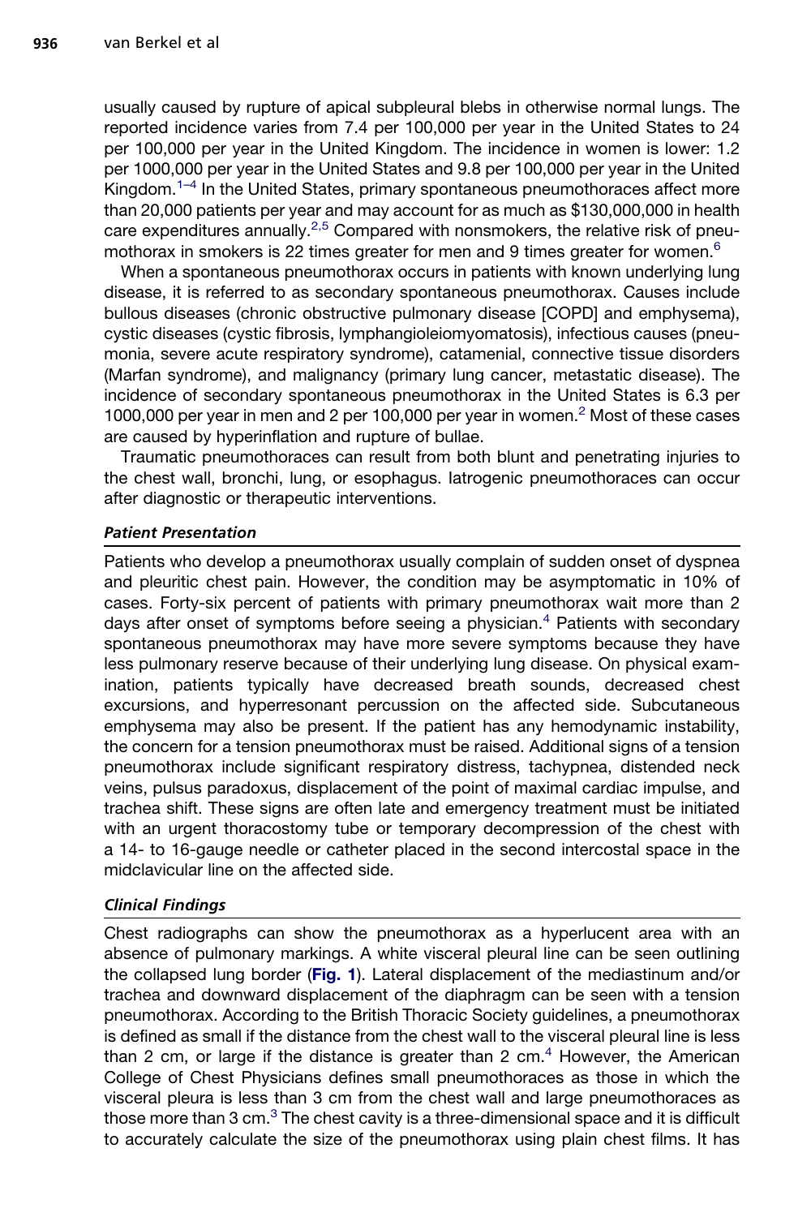usually caused by rupture of apical subpleural blebs in otherwise normal lungs. The reported incidence varies from 7.4 per 100,000 per year in the United States to 24 per 100,000 per year in the United Kingdom. The incidence in women is lower: 1.2 per 1000,000 per year in the United States and 9.8 per 100,000 per year in the United Kingdom.[1–4] In the United States, primary spontaneous pneumothoraces affect more than 20,000 patients per year and may account for as much as $130,000,000 in health care expenditures annually.[2,5] Compared with nonsmokers, the relative risk of pneumothorax in smokers is 22 times greater for men and 9 times greater for women.[6]

When a spontaneous pneumothorax occurs in patients with known underlying lung disease, it is referred to as secondary spontaneous pneumothorax. Causes include bullous diseases (chronic obstructive pulmonary disease [COPD] and emphysema), cystic diseases (cystic fibrosis, lymphangioleiomyomatosis), infectious causes (pneumonia, severe acute respiratory syndrome), catamenial, connective tissue disorders (Marfan syndrome), and malignancy (primary lung cancer, metastatic disease). The incidence of secondary spontaneous pneumothorax in the United States is 6.3 per 1000,000 per year in men and 2 per 100,000 per year in women.[2] Most of these cases are caused by hyperinflation and rupture of bullae.

Traumatic pneumothoraces can result from both blunt and penetrating injuries to the chest wall, bronchi, lung, or esophagus. Iatrogenic pneumothoraces can occur after diagnostic or therapeutic interventions.

### *Patient Presentation*

Patients who develop a pneumothorax usually complain of sudden onset of dyspnea and pleuritic chest pain. However, the condition may be asymptomatic in 10% of cases. Forty-six percent of patients with primary pneumothorax wait more than 2 days after onset of symptoms before seeing a physician.[4] Patients with secondary spontaneous pneumothorax may have more severe symptoms because they have less pulmonary reserve because of their underlying lung disease. On physical examination, patients typically have decreased breath sounds, decreased chest excursions, and hyperresonant percussion on the affected side. Subcutaneous emphysema may also be present. If the patient has any hemodynamic instability, the concern for a tension pneumothorax must be raised. Additional signs of a tension pneumothorax include significant respiratory distress, tachypnea, distended neck veins, pulsus paradoxus, displacement of the point of maximal cardiac impulse, and trachea shift. These signs are often late and emergency treatment must be initiated with an urgent thoracostomy tube or temporary decompression of the chest with a 14- to 16-gauge needle or catheter placed in the second intercostal space in the midclavicular line on the affected side.

### *Clinical Findings*

Chest radiographs can show the pneumothorax as a hyperlucent area with an absence of pulmonary markings. A white visceral pleural line can be seen outlining the collapsed lung border (**Fig. 1**). Lateral displacement of the mediastinum and/or trachea and downward displacement of the diaphragm can be seen with a tension pneumothorax. According to the British Thoracic Society guidelines, a pneumothorax is defined as small if the distance from the chest wall to the visceral pleural line is less than 2 cm, or large if the distance is greater than 2 cm.[4] However, the American College of Chest Physicians defines small pneumothoraces as those in which the visceral pleura is less than 3 cm from the chest wall and large pneumothoraces as those more than 3 cm.[3] The chest cavity is a three-dimensional space and it is difficult to accurately calculate the size of the pneumothorax using plain chest films. It has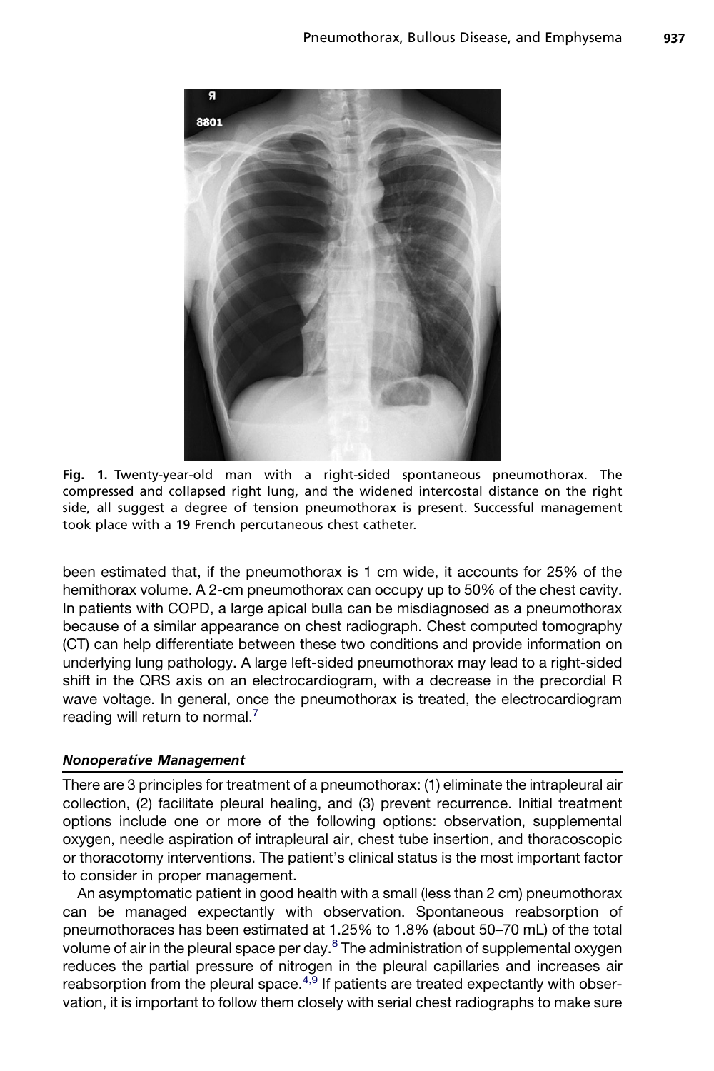Fig. 1. Twenty-year-old man with a right-sided spontaneous pneumothorax. The compressed and collapsed right lung, and the widened intercostal distance on the right side, all suggest a degree of tension pneumothorax is present. Successful management took place with a 19 French percutaneous chest catheter.

been estimated that, if the pneumothorax is 1 cm wide, it accounts for 25% of the hemithorax volume. A 2-cm pneumothorax can occupy up to 50% of the chest cavity. In patients with COPD, a large apical bulla can be misdiagnosed as a pneumothorax because of a similar appearance on chest radiograph. Chest computed tomography (CT) can help differentiate between these two conditions and provide information on underlying lung pathology. A large left-sided pneumothorax may lead to a right-sided shift in the QRS axis on an electrocardiogram, with a decrease in the precordial R wave voltage. In general, once the pneumothorax is treated, the electrocardiogram reading will return to normal.[7]

### *Nonoperative Management*

There are 3 principles for treatment of a pneumothorax: (1) eliminate the intrapleural air collection, (2) facilitate pleural healing, and (3) prevent recurrence. Initial treatment options include one or more of the following options: observation, supplemental oxygen, needle aspiration of intrapleural air, chest tube insertion, and thoracoscopic or thoracotomy interventions. The patient's clinical status is the most important factor to consider in proper management.

An asymptomatic patient in good health with a small (less than 2 cm) pneumothorax can be managed expectantly with observation. Spontaneous reabsorption of pneumothoraces has been estimated at 1.25% to 1.8% (about 50–70 mL) of the total volume of air in the pleural space per day.[8] The administration of supplemental oxygen reduces the partial pressure of nitrogen in the pleural capillaries and increases air reabsorption from the pleural space.[4,9] If patients are treated expectantly with observation, it is important to follow them closely with serial chest radiographs to make sure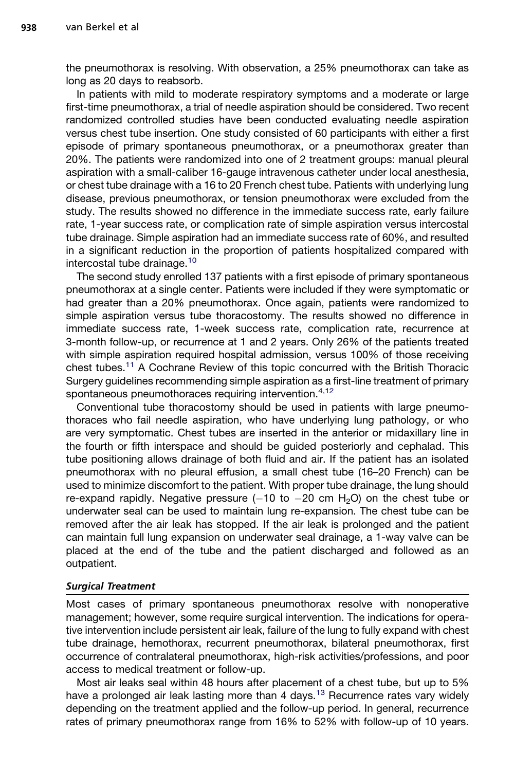the pneumothorax is resolving. With observation, a 25% pneumothorax can take as long as 20 days to reabsorb.

In patients with mild to moderate respiratory symptoms and a moderate or large first-time pneumothorax, a trial of needle aspiration should be considered. Two recent randomized controlled studies have been conducted evaluating needle aspiration versus chest tube insertion. One study consisted of 60 participants with either a first episode of primary spontaneous pneumothorax, or a pneumothorax greater than 20%. The patients were randomized into one of 2 treatment groups: manual pleural aspiration with a small-caliber 16-gauge intravenous catheter under local anesthesia, or chest tube drainage with a 16 to 20 French chest tube. Patients with underlying lung disease, previous pneumothorax, or tension pneumothorax were excluded from the study. The results showed no difference in the immediate success rate, early failure rate, 1-year success rate, or complication rate of simple aspiration versus intercostal tube drainage. Simple aspiration had an immediate success rate of 60%, and resulted in a significant reduction in the proportion of patients hospitalized compared with intercostal tube drainage.[10]

The second study enrolled 137 patients with a first episode of primary spontaneous pneumothorax at a single center. Patients were included if they were symptomatic or had greater than a 20% pneumothorax. Once again, patients were randomized to simple aspiration versus tube thoracostomy. The results showed no difference in immediate success rate, 1-week success rate, complication rate, recurrence at 3-month follow-up, or recurrence at 1 and 2 years. Only 26% of the patients treated with simple aspiration required hospital admission, versus 100% of those receiving chest tubes.[11] A Cochrane Review of this topic concurred with the British Thoracic Surgery guidelines recommending simple aspiration as a first-line treatment of primary spontaneous pneumothoraces requiring intervention.[4,12]

Conventional tube thoracostomy should be used in patients with large pneumothoraces who fail needle aspiration, who have underlying lung pathology, or who are very symptomatic. Chest tubes are inserted in the anterior or midaxillary line in the fourth or fifth interspace and should be guided posteriorly and cephalad. This tube positioning allows drainage of both fluid and air. If the patient has an isolated pneumothorax with no pleural effusion, a small chest tube (16–20 French) can be used to minimize discomfort to the patient. With proper tube drainage, the lung should re-expand rapidly. Negative pressure (−10 to −20 cm $H_2O$) on the chest tube or underwater seal can be used to maintain lung re-expansion. The chest tube can be removed after the air leak has stopped. If the air leak is prolonged and the patient can maintain full lung expansion on underwater seal drainage, a 1-way valve can be placed at the end of the tube and the patient discharged and followed as an outpatient.

### *Surgical Treatment*

Most cases of primary spontaneous pneumothorax resolve with nonoperative management; however, some require surgical intervention. The indications for operative intervention include persistent air leak, failure of the lung to fully expand with chest tube drainage, hemothorax, recurrent pneumothorax, bilateral pneumothorax, first occurrence of contralateral pneumothorax, high-risk activities/professions, and poor access to medical treatment or follow-up.

Most air leaks seal within 48 hours after placement of a chest tube, but up to 5% have a prolonged air leak lasting more than 4 days.[13] Recurrence rates vary widely depending on the treatment applied and the follow-up period. In general, recurrence rates of primary pneumothorax range from 16% to 52% with follow-up of 10 years.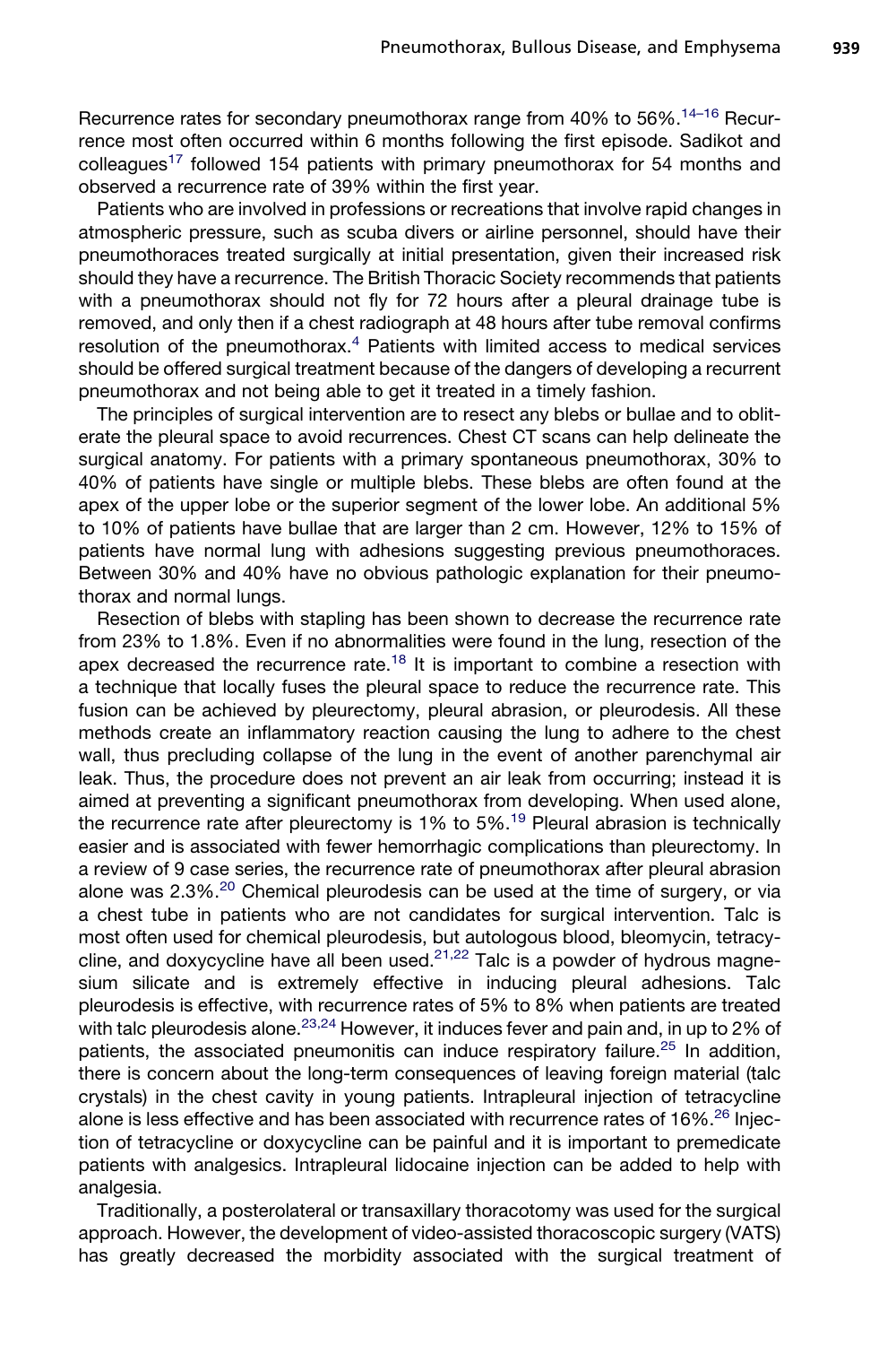Recurrence rates for secondary pneumothorax range from 40% to 56%.[14–16] Recurrence most often occurred within 6 months following the first episode. Sadikot and colleagues[17] followed 154 patients with primary pneumothorax for 54 months and observed a recurrence rate of 39% within the first year.

Patients who are involved in professions or recreations that involve rapid changes in atmospheric pressure, such as scuba divers or airline personnel, should have their pneumothoraces treated surgically at initial presentation, given their increased risk should they have a recurrence. The British Thoracic Society recommends that patients with a pneumothorax should not fly for 72 hours after a pleural drainage tube is removed, and only then if a chest radiograph at 48 hours after tube removal confirms resolution of the pneumothorax.[4] Patients with limited access to medical services should be offered surgical treatment because of the dangers of developing a recurrent pneumothorax and not being able to get it treated in a timely fashion.

The principles of surgical intervention are to resect any blebs or bullae and to obliterate the pleural space to avoid recurrences. Chest CT scans can help delineate the surgical anatomy. For patients with a primary spontaneous pneumothorax, 30% to 40% of patients have single or multiple blebs. These blebs are often found at the apex of the upper lobe or the superior segment of the lower lobe. An additional 5% to 10% of patients have bullae that are larger than 2 cm. However, 12% to 15% of patients have normal lung with adhesions suggesting previous pneumothoraces. Between 30% and 40% have no obvious pathologic explanation for their pneumothorax and normal lungs.

Resection of blebs with stapling has been shown to decrease the recurrence rate from 23% to 1.8%. Even if no abnormalities were found in the lung, resection of the apex decreased the recurrence rate.[18] It is important to combine a resection with a technique that locally fuses the pleural space to reduce the recurrence rate. This fusion can be achieved by pleurectomy, pleural abrasion, or pleurodesis. All these methods create an inflammatory reaction causing the lung to adhere to the chest wall, thus precluding collapse of the lung in the event of another parenchymal air leak. Thus, the procedure does not prevent an air leak from occurring; instead it is aimed at preventing a significant pneumothorax from developing. When used alone, the recurrence rate after pleurectomy is 1% to 5%.[19] Pleural abrasion is technically easier and is associated with fewer hemorrhagic complications than pleurectomy. In a review of 9 case series, the recurrence rate of pneumothorax after pleural abrasion alone was 2.3%.[20] Chemical pleurodesis can be used at the time of surgery, or via a chest tube in patients who are not candidates for surgical intervention. Talc is most often used for chemical pleurodesis, but autologous blood, bleomycin, tetracycline, and doxycycline have all been used.[21,22] Talc is a powder of hydrous magnesium silicate and is extremely effective in inducing pleural adhesions. Talc pleurodesis is effective, with recurrence rates of 5% to 8% when patients are treated with talc pleurodesis alone.[23,24] However, it induces fever and pain and, in up to 2% of patients, the associated pneumonitis can induce respiratory failure.[25] In addition, there is concern about the long-term consequences of leaving foreign material (talc crystals) in the chest cavity in young patients. Intrapleural injection of tetracycline alone is less effective and has been associated with recurrence rates of 16%.[26] Injection of tetracycline or doxycycline can be painful and it is important to premedicate patients with analgesics. Intrapleural lidocaine injection can be added to help with analgesia.

Traditionally, a posterolateral or transaxillary thoracotomy was used for the surgical approach. However, the development of video-assisted thoracoscopic surgery (VATS) has greatly decreased the morbidity associated with the surgical treatment of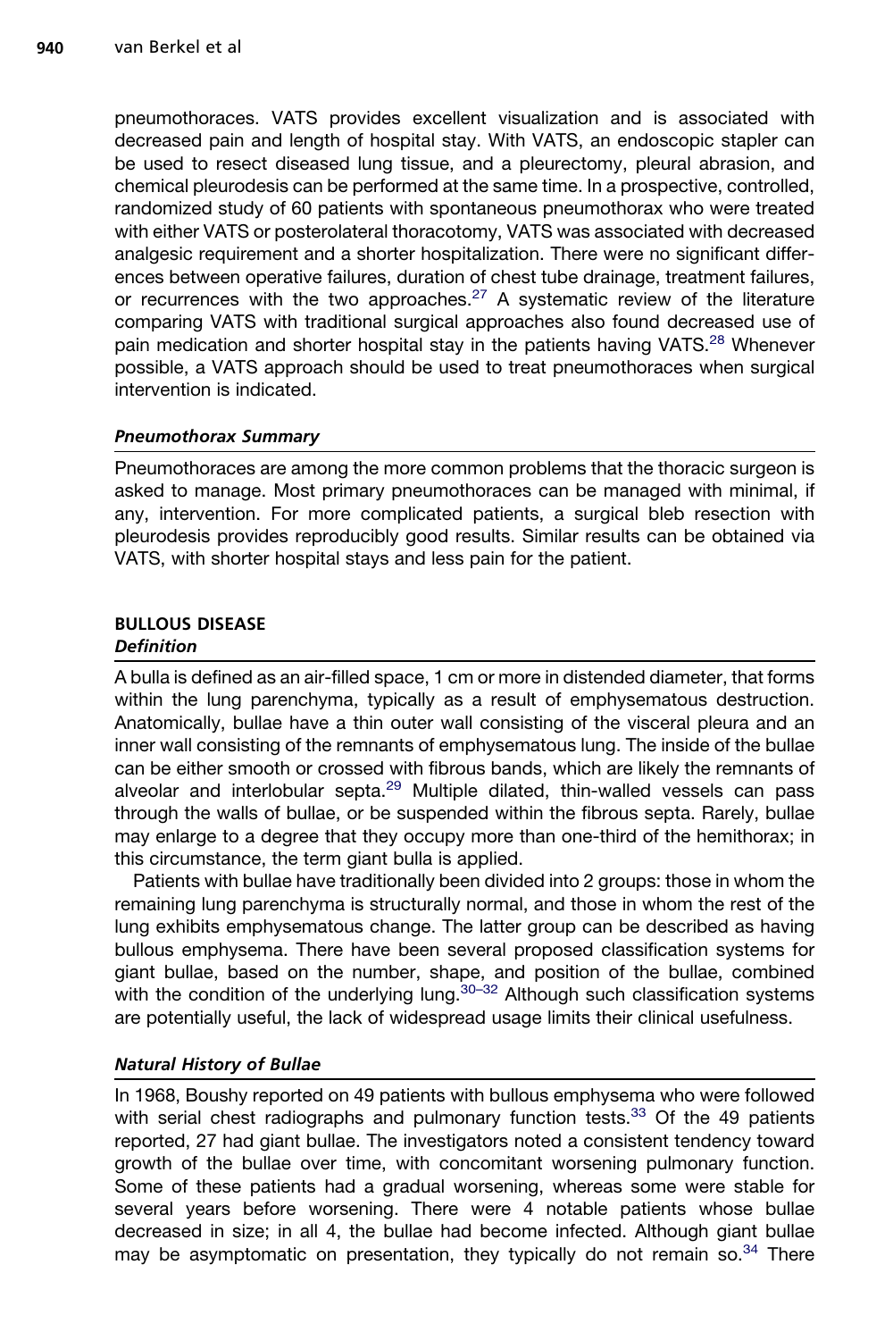pneumothoraces. VATS provides excellent visualization and is associated with decreased pain and length of hospital stay. With VATS, an endoscopic stapler can be used to resect diseased lung tissue, and a pleurectomy, pleural abrasion, and chemical pleurodesis can be performed at the same time. In a prospective, controlled, randomized study of 60 patients with spontaneous pneumothorax who were treated with either VATS or posterolateral thoracotomy, VATS was associated with decreased analgesic requirement and a shorter hospitalization. There were no significant differences between operative failures, duration of chest tube drainage, treatment failures, or recurrences with the two approaches.[27] A systematic review of the literature comparing VATS with traditional surgical approaches also found decreased use of pain medication and shorter hospital stay in the patients having VATS.[28] Whenever possible, a VATS approach should be used to treat pneumothoraces when surgical intervention is indicated.

### *Pneumothorax Summary*

Pneumothoraces are among the more common problems that the thoracic surgeon is asked to manage. Most primary pneumothoraces can be managed with minimal, if any, intervention. For more complicated patients, a surgical bleb resection with pleurodesis provides reproducibly good results. Similar results can be obtained via VATS, with shorter hospital stays and less pain for the patient.

## BULLOUS DISEASE

### *Definition*

A bulla is defined as an air-filled space, 1 cm or more in distended diameter, that forms within the lung parenchyma, typically as a result of emphysematous destruction. Anatomically, bullae have a thin outer wall consisting of the visceral pleura and an inner wall consisting of the remnants of emphysematous lung. The inside of the bullae can be either smooth or crossed with fibrous bands, which are likely the remnants of alveolar and interlobular septa.[29] Multiple dilated, thin-walled vessels can pass through the walls of bullae, or be suspended within the fibrous septa. Rarely, bullae may enlarge to a degree that they occupy more than one-third of the hemithorax; in this circumstance, the term giant bulla is applied.

Patients with bullae have traditionally been divided into 2 groups: those in whom the remaining lung parenchyma is structurally normal, and those in whom the rest of the lung exhibits emphysematous change. The latter group can be described as having bullous emphysema. There have been several proposed classification systems for giant bullae, based on the number, shape, and position of the bullae, combined with the condition of the underlying lung.[30–32] Although such classification systems are potentially useful, the lack of widespread usage limits their clinical usefulness.

### *Natural History of Bullae*

In 1968, Boushy reported on 49 patients with bullous emphysema who were followed with serial chest radiographs and pulmonary function tests.[33] Of the 49 patients reported, 27 had giant bullae. The investigators noted a consistent tendency toward growth of the bullae over time, with concomitant worsening pulmonary function. Some of these patients had a gradual worsening, whereas some were stable for several years before worsening. There were 4 notable patients whose bullae decreased in size; in all 4, the bullae had become infected. Although giant bullae may be asymptomatic on presentation, they typically do not remain so.[34] There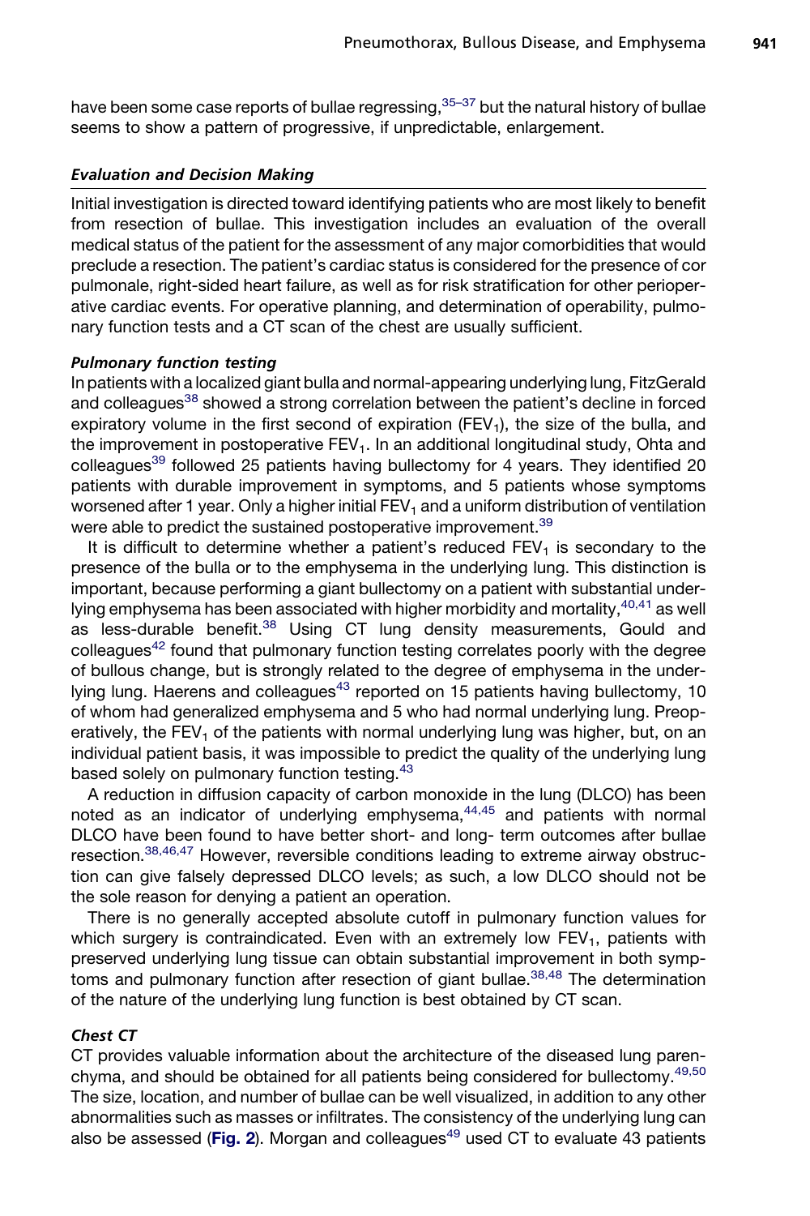have been some case reports of bullae regressing,[35–37] but the natural history of bullae seems to show a pattern of progressive, if unpredictable, enlargement.

### *Evaluation and Decision Making*

Initial investigation is directed toward identifying patients who are most likely to benefit from resection of bullae. This investigation includes an evaluation of the overall medical status of the patient for the assessment of any major comorbidities that would preclude a resection. The patient's cardiac status is considered for the presence of cor pulmonale, right-sided heart failure, as well as for risk stratification for other perioperative cardiac events. For operative planning, and determination of operability, pulmonary function tests and a CT scan of the chest are usually sufficient.

#### *Pulmonary function testing*

In patients with a localized giant bulla and normal-appearing underlying lung, FitzGerald and colleagues[38] showed a strong correlation between the patient's decline in forced expiratory volume in the first second of expiration ($FEV_1$), the size of the bulla, and the improvement in postoperative $FEV_1$. In an additional longitudinal study, Ohta and colleagues[39] followed 25 patients having bullectomy for 4 years. They identified 20 patients with durable improvement in symptoms, and 5 patients whose symptoms worsened after 1 year. Only a higher initial $FEV_1$ and a uniform distribution of ventilation were able to predict the sustained postoperative improvement.[39]

It is difficult to determine whether a patient's reduced $FEV_1$ is secondary to the presence of the bulla or to the emphysema in the underlying lung. This distinction is important, because performing a giant bullectomy on a patient with substantial underlying emphysema has been associated with higher morbidity and mortality,[40,41] as well as less-durable benefit.[38] Using CT lung density measurements, Gould and colleagues[42] found that pulmonary function testing correlates poorly with the degree of bullous change, but is strongly related to the degree of emphysema in the underlying lung. Haerens and colleagues[43] reported on 15 patients having bullectomy, 10 of whom had generalized emphysema and 5 who had normal underlying lung. Preoperatively, the $FEV_1$ of the patients with normal underlying lung was higher, but, on an individual patient basis, it was impossible to predict the quality of the underlying lung based solely on pulmonary function testing.[43]

A reduction in diffusion capacity of carbon monoxide in the lung (DLCO) has been noted as an indicator of underlying emphysema,[44,45] and patients with normal DLCO have been found to have better short- and long- term outcomes after bullae resection.[38,46,47] However, reversible conditions leading to extreme airway obstruction can give falsely depressed DLCO levels; as such, a low DLCO should not be the sole reason for denying a patient an operation.

There is no generally accepted absolute cutoff in pulmonary function values for which surgery is contraindicated. Even with an extremely low $FEV_1$, patients with preserved underlying lung tissue can obtain substantial improvement in both symptoms and pulmonary function after resection of giant bullae.[38,48] The determination of the nature of the underlying lung function is best obtained by CT scan.

#### *Chest CT*

CT provides valuable information about the architecture of the diseased lung parenchyma, and should be obtained for all patients being considered for bullectomy.[49,50] The size, location, and number of bullae can be well visualized, in addition to any other abnormalities such as masses or infiltrates. The consistency of the underlying lung can also be assessed (**Fig. 2**). Morgan and colleagues[49] used CT to evaluate 43 patients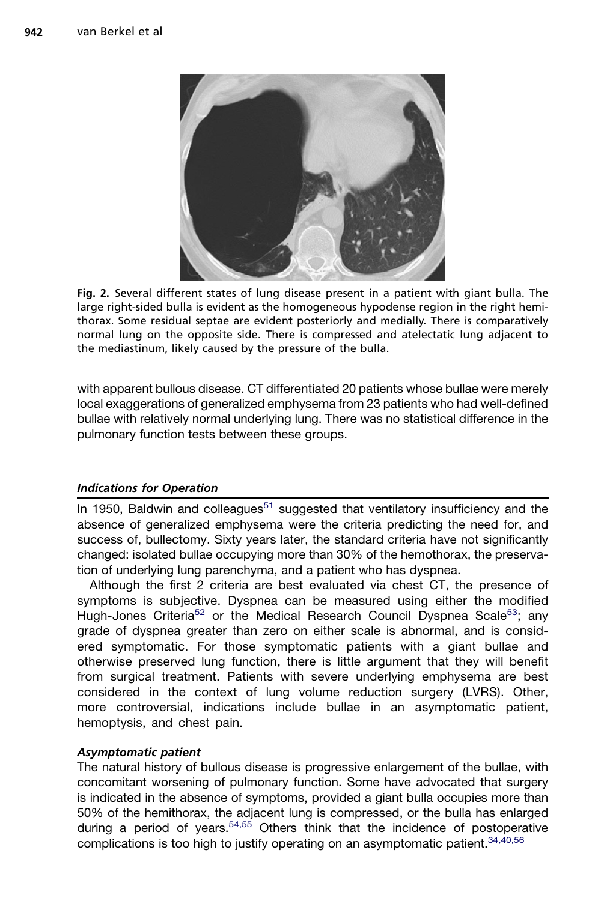Fig. 2. Several different states of lung disease present in a patient with giant bulla. The large right-sided bulla is evident as the homogeneous hypodense region in the right hemithorax. Some residual septae are evident posteriorly and medially. There is comparatively normal lung on the opposite side. There is compressed and atelectatic lung adjacent to the mediastinum, likely caused by the pressure of the bulla.

with apparent bullous disease. CT differentiated 20 patients whose bullae were merely local exaggerations of generalized emphysema from 23 patients who had well-defined bullae with relatively normal underlying lung. There was no statistical difference in the pulmonary function tests between these groups.

### *Indications for Operation*

In 1950, Baldwin and colleagues[51] suggested that ventilatory insufficiency and the absence of generalized emphysema were the criteria predicting the need for, and success of, bullectomy. Sixty years later, the standard criteria have not significantly changed: isolated bullae occupying more than 30% of the hemothorax, the preservation of underlying lung parenchyma, and a patient who has dyspnea.

Although the first 2 criteria are best evaluated via chest CT, the presence of symptoms is subjective. Dyspnea can be measured using either the modified Hugh-Jones Criteria[52] or the Medical Research Council Dyspnea Scale[53]; any grade of dyspnea greater than zero on either scale is abnormal, and is considered symptomatic. For those symptomatic patients with a giant bullae and otherwise preserved lung function, there is little argument that they will benefit from surgical treatment. Patients with severe underlying emphysema are best considered in the context of lung volume reduction surgery (LVRS). Other, more controversial, indications include bullae in an asymptomatic patient, hemoptysis, and chest pain.

#### *Asymptomatic patient*

The natural history of bullous disease is progressive enlargement of the bullae, with concomitant worsening of pulmonary function. Some have advocated that surgery is indicated in the absence of symptoms, provided a giant bulla occupies more than 50% of the hemithorax, the adjacent lung is compressed, or the bulla has enlarged during a period of years.[54,55] Others think that the incidence of postoperative complications is too high to justify operating on an asymptomatic patient.[34,40,56]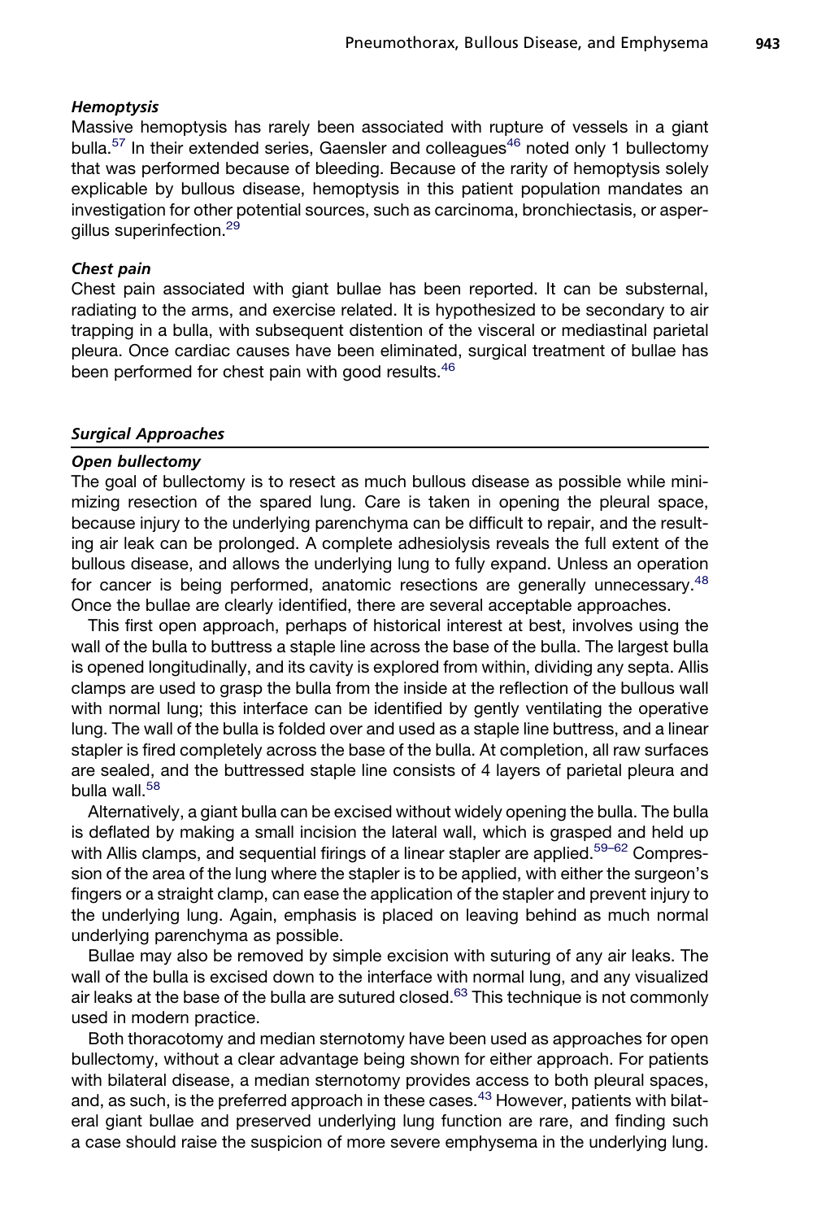#### *Hemoptysis*

Massive hemoptysis has rarely been associated with rupture of vessels in a giant bulla.[57] In their extended series, Gaensler and colleagues[46] noted only 1 bullectomy that was performed because of bleeding. Because of the rarity of hemoptysis solely explicable by bullous disease, hemoptysis in this patient population mandates an investigation for other potential sources, such as carcinoma, bronchiectasis, or aspergillus superinfection.[29]

#### *Chest pain*

Chest pain associated with giant bullae has been reported. It can be substernal, radiating to the arms, and exercise related. It is hypothesized to be secondary to air trapping in a bulla, with subsequent distention of the visceral or mediastinal parietal pleura. Once cardiac causes have been eliminated, surgical treatment of bullae has been performed for chest pain with good results.[46]

### *Surgical Approaches*

#### *Open bullectomy*

The goal of bullectomy is to resect as much bullous disease as possible while minimizing resection of the spared lung. Care is taken in opening the pleural space, because injury to the underlying parenchyma can be difficult to repair, and the resulting air leak can be prolonged. A complete adhesiolysis reveals the full extent of the bullous disease, and allows the underlying lung to fully expand. Unless an operation for cancer is being performed, anatomic resections are generally unnecessary.[48] Once the bullae are clearly identified, there are several acceptable approaches.

This first open approach, perhaps of historical interest at best, involves using the wall of the bulla to buttress a staple line across the base of the bulla. The largest bulla is opened longitudinally, and its cavity is explored from within, dividing any septa. Allis clamps are used to grasp the bulla from the inside at the reflection of the bullous wall with normal lung; this interface can be identified by gently ventilating the operative lung. The wall of the bulla is folded over and used as a staple line buttress, and a linear stapler is fired completely across the base of the bulla. At completion, all raw surfaces are sealed, and the buttressed staple line consists of 4 layers of parietal pleura and bulla wall.[58]

Alternatively, a giant bulla can be excised without widely opening the bulla. The bulla is deflated by making a small incision the lateral wall, which is grasped and held up with Allis clamps, and sequential firings of a linear stapler are applied.[59–62] Compression of the area of the lung where the stapler is to be applied, with either the surgeon's fingers or a straight clamp, can ease the application of the stapler and prevent injury to the underlying lung. Again, emphasis is placed on leaving behind as much normal underlying parenchyma as possible.

Bullae may also be removed by simple excision with suturing of any air leaks. The wall of the bulla is excised down to the interface with normal lung, and any visualized air leaks at the base of the bulla are sutured closed.[63] This technique is not commonly used in modern practice.

Both thoracotomy and median sternotomy have been used as approaches for open bullectomy, without a clear advantage being shown for either approach. For patients with bilateral disease, a median sternotomy provides access to both pleural spaces, and, as such, is the preferred approach in these cases.[43] However, patients with bilateral giant bullae and preserved underlying lung function are rare, and finding such a case should raise the suspicion of more severe emphysema in the underlying lung.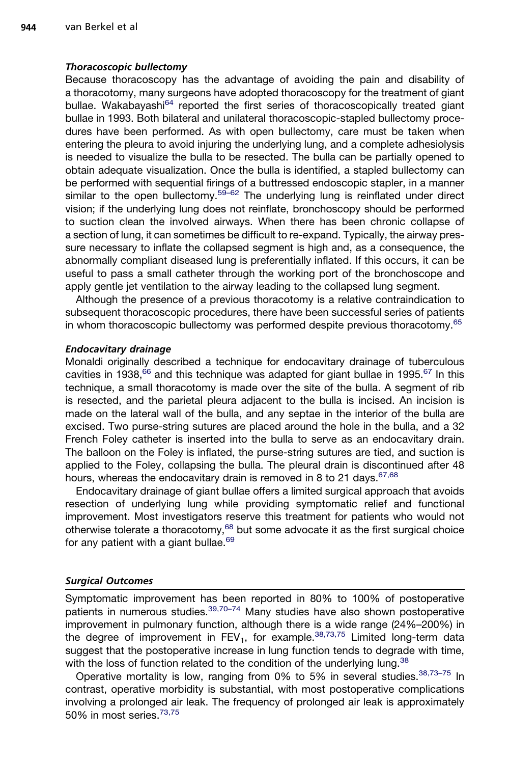#### *Thoracoscopic bullectomy*

Because thoracoscopy has the advantage of avoiding the pain and disability of a thoracotomy, many surgeons have adopted thoracoscopy for the treatment of giant bullae. Wakabayashi[64] reported the first series of thoracoscopically treated giant bullae in 1993. Both bilateral and unilateral thoracoscopic-stapled bullectomy procedures have been performed. As with open bullectomy, care must be taken when entering the pleura to avoid injuring the underlying lung, and a complete adhesiolysis is needed to visualize the bulla to be resected. The bulla can be partially opened to obtain adequate visualization. Once the bulla is identified, a stapled bullectomy can be performed with sequential firings of a buttressed endoscopic stapler, in a manner similar to the open bullectomy.[59–62] The underlying lung is reinflated under direct vision; if the underlying lung does not reinflate, bronchoscopy should be performed to suction clean the involved airways. When there has been chronic collapse of a section of lung, it can sometimes be difficult to re-expand. Typically, the airway pressure necessary to inflate the collapsed segment is high and, as a consequence, the abnormally compliant diseased lung is preferentially inflated. If this occurs, it can be useful to pass a small catheter through the working port of the bronchoscope and apply gentle jet ventilation to the airway leading to the collapsed lung segment.

Although the presence of a previous thoracotomy is a relative contraindication to subsequent thoracoscopic procedures, there have been successful series of patients in whom thoracoscopic bullectomy was performed despite previous thoracotomy.[65]

#### *Endocavitary drainage*

Monaldi originally described a technique for endocavitary drainage of tuberculous cavities in 1938,[66] and this technique was adapted for giant bullae in 1995.[67] In this technique, a small thoracotomy is made over the site of the bulla. A segment of rib is resected, and the parietal pleura adjacent to the bulla is incised. An incision is made on the lateral wall of the bulla, and any septae in the interior of the bulla are excised. Two purse-string sutures are placed around the hole in the bulla, and a 32 French Foley catheter is inserted into the bulla to serve as an endocavitary drain. The balloon on the Foley is inflated, the purse-string sutures are tied, and suction is applied to the Foley, collapsing the bulla. The pleural drain is discontinued after 48 hours, whereas the endocavitary drain is removed in 8 to 21 days.[67,68]

Endocavitary drainage of giant bullae offers a limited surgical approach that avoids resection of underlying lung while providing symptomatic relief and functional improvement. Most investigators reserve this treatment for patients who would not otherwise tolerate a thoracotomy,[68] but some advocate it as the first surgical choice for any patient with a giant bullae.[69]

### *Surgical Outcomes*

Symptomatic improvement has been reported in 80% to 100% of postoperative patients in numerous studies.[39,70–74] Many studies have also shown postoperative improvement in pulmonary function, although there is a wide range (24%–200%) in the degree of improvement in $FEV_1$, for example.[38,73,75] Limited long-term data suggest that the postoperative increase in lung function tends to degrade with time, with the loss of function related to the condition of the underlying lung.[38]

Operative mortality is low, ranging from 0% to 5% in several studies.[38,73–75] In contrast, operative morbidity is substantial, with most postoperative complications involving a prolonged air leak. The frequency of prolonged air leak is approximately 50% in most series.[73,75]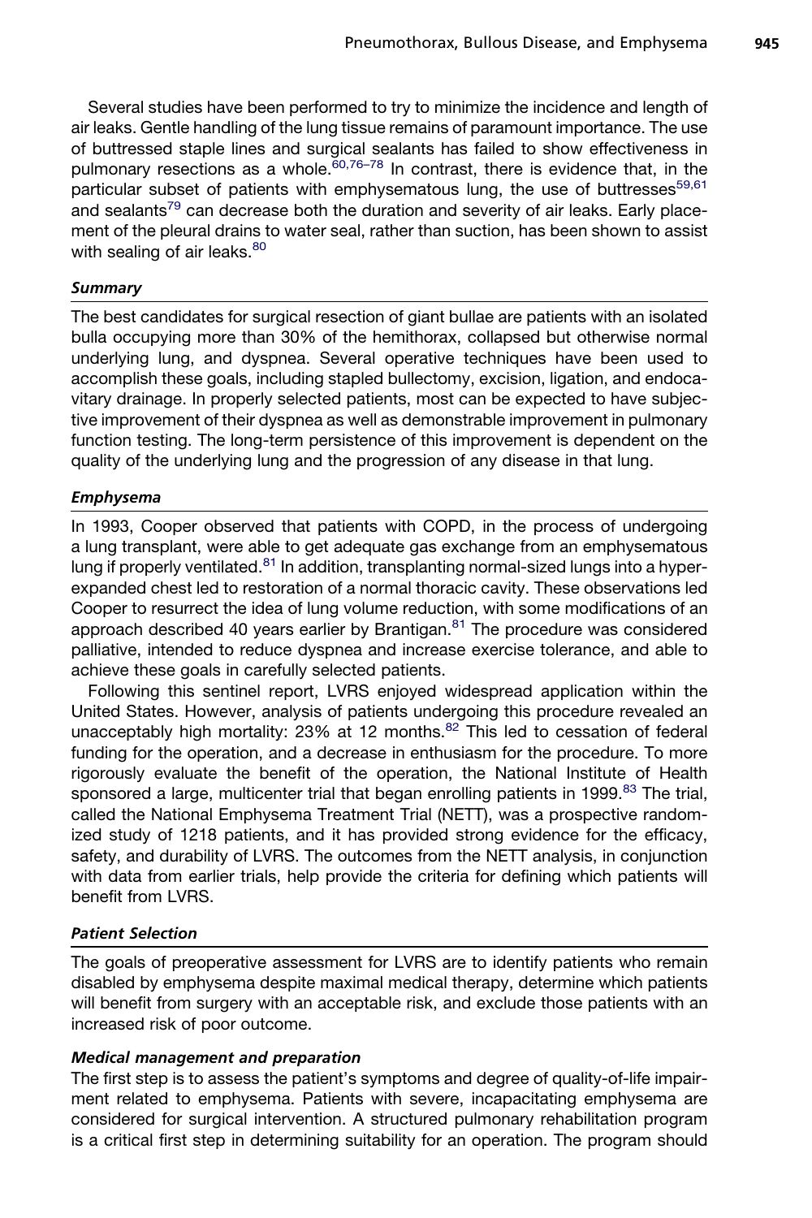Several studies have been performed to try to minimize the incidence and length of air leaks. Gentle handling of the lung tissue remains of paramount importance. The use of buttressed staple lines and surgical sealants has failed to show effectiveness in pulmonary resections as a whole.[60,76–78] In contrast, there is evidence that, in the particular subset of patients with emphysematous lung, the use of buttresses[59,61] and sealants[79] can decrease both the duration and severity of air leaks. Early placement of the pleural drains to water seal, rather than suction, has been shown to assist with sealing of air leaks.[80]

### *Summary*

The best candidates for surgical resection of giant bullae are patients with an isolated bulla occupying more than 30% of the hemithorax, collapsed but otherwise normal underlying lung, and dyspnea. Several operative techniques have been used to accomplish these goals, including stapled bullectomy, excision, ligation, and endocavitary drainage. In properly selected patients, most can be expected to have subjective improvement of their dyspnea as well as demonstrable improvement in pulmonary function testing. The long-term persistence of this improvement is dependent on the quality of the underlying lung and the progression of any disease in that lung.

### *Emphysema*

In 1993, Cooper observed that patients with COPD, in the process of undergoing a lung transplant, were able to get adequate gas exchange from an emphysematous lung if properly ventilated.[81] In addition, transplanting normal-sized lungs into a hyperexpanded chest led to restoration of a normal thoracic cavity. These observations led Cooper to resurrect the idea of lung volume reduction, with some modifications of an approach described 40 years earlier by Brantigan.[81] The procedure was considered palliative, intended to reduce dyspnea and increase exercise tolerance, and able to achieve these goals in carefully selected patients.

Following this sentinel report, LVRS enjoyed widespread application within the United States. However, analysis of patients undergoing this procedure revealed an unacceptably high mortality: 23% at 12 months.[82] This led to cessation of federal funding for the operation, and a decrease in enthusiasm for the procedure. To more rigorously evaluate the benefit of the operation, the National Institute of Health sponsored a large, multicenter trial that began enrolling patients in 1999.[83] The trial, called the National Emphysema Treatment Trial (NETT), was a prospective randomized study of 1218 patients, and it has provided strong evidence for the efficacy, safety, and durability of LVRS. The outcomes from the NETT analysis, in conjunction with data from earlier trials, help provide the criteria for defining which patients will benefit from LVRS.

### *Patient Selection*

The goals of preoperative assessment for LVRS are to identify patients who remain disabled by emphysema despite maximal medical therapy, determine which patients will benefit from surgery with an acceptable risk, and exclude those patients with an increased risk of poor outcome.

#### *Medical management and preparation*

The first step is to assess the patient's symptoms and degree of quality-of-life impairment related to emphysema. Patients with severe, incapacitating emphysema are considered for surgical intervention. A structured pulmonary rehabilitation program is a critical first step in determining suitability for an operation. The program should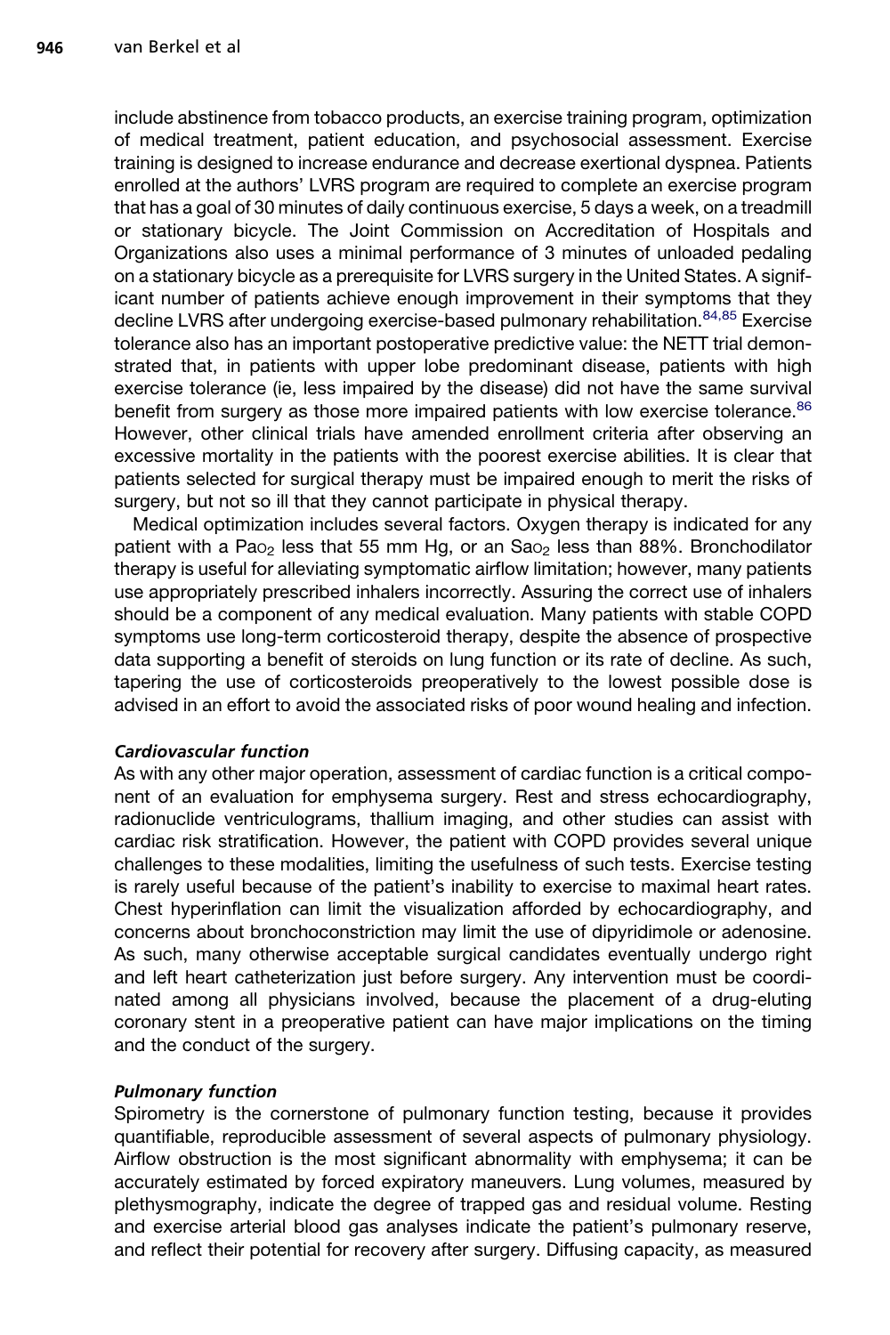include abstinence from tobacco products, an exercise training program, optimization of medical treatment, patient education, and psychosocial assessment. Exercise training is designed to increase endurance and decrease exertional dyspnea. Patients enrolled at the authors' LVRS program are required to complete an exercise program that has a goal of 30 minutes of daily continuous exercise, 5 days a week, on a treadmill or stationary bicycle. The Joint Commission on Accreditation of Hospitals and Organizations also uses a minimal performance of 3 minutes of unloaded pedaling on a stationary bicycle as a prerequisite for LVRS surgery in the United States. A significant number of patients achieve enough improvement in their symptoms that they decline LVRS after undergoing exercise-based pulmonary rehabilitation.[84,85] Exercise tolerance also has an important postoperative predictive value: the NETT trial demonstrated that, in patients with upper lobe predominant disease, patients with high exercise tolerance (ie, less impaired by the disease) did not have the same survival benefit from surgery as those more impaired patients with low exercise tolerance.[86] However, other clinical trials have amended enrollment criteria after observing an excessive mortality in the patients with the poorest exercise abilities. It is clear that patients selected for surgical therapy must be impaired enough to merit the risks of surgery, but not so ill that they cannot participate in physical therapy.

Medical optimization includes several factors. Oxygen therapy is indicated for any patient with a $Pa_{O_2}$ less that 55 mm Hg, or an $Sa_{O_2}$ less than 88%. Bronchodilator therapy is useful for alleviating symptomatic airflow limitation; however, many patients use appropriately prescribed inhalers incorrectly. Assuring the correct use of inhalers should be a component of any medical evaluation. Many patients with stable COPD symptoms use long-term corticosteroid therapy, despite the absence of prospective data supporting a benefit of steroids on lung function or its rate of decline. As such, tapering the use of corticosteroids preoperatively to the lowest possible dose is advised in an effort to avoid the associated risks of poor wound healing and infection.

#### *Cardiovascular function*

As with any other major operation, assessment of cardiac function is a critical component of an evaluation for emphysema surgery. Rest and stress echocardiography, radionuclide ventriculograms, thallium imaging, and other studies can assist with cardiac risk stratification. However, the patient with COPD provides several unique challenges to these modalities, limiting the usefulness of such tests. Exercise testing is rarely useful because of the patient's inability to exercise to maximal heart rates. Chest hyperinflation can limit the visualization afforded by echocardiography, and concerns about bronchoconstriction may limit the use of dipyridimole or adenosine. As such, many otherwise acceptable surgical candidates eventually undergo right and left heart catheterization just before surgery. Any intervention must be coordinated among all physicians involved, because the placement of a drug-eluting coronary stent in a preoperative patient can have major implications on the timing and the conduct of the surgery.

#### *Pulmonary function*

Spirometry is the cornerstone of pulmonary function testing, because it provides quantifiable, reproducible assessment of several aspects of pulmonary physiology. Airflow obstruction is the most significant abnormality with emphysema; it can be accurately estimated by forced expiratory maneuvers. Lung volumes, measured by plethysmography, indicate the degree of trapped gas and residual volume. Resting and exercise arterial blood gas analyses indicate the patient's pulmonary reserve, and reflect their potential for recovery after surgery. Diffusing capacity, as measured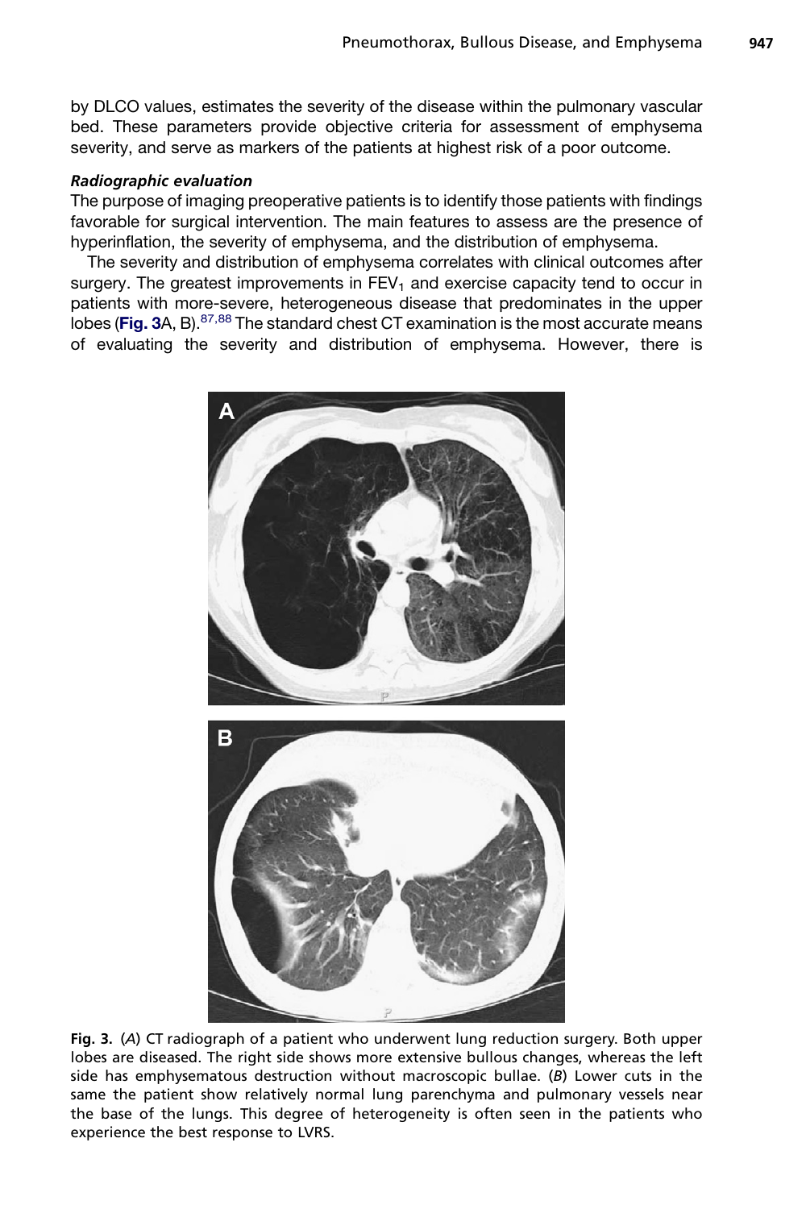by DLCO values, estimates the severity of the disease within the pulmonary vascular bed. These parameters provide objective criteria for assessment of emphysema severity, and serve as markers of the patients at highest risk of a poor outcome.

#### *Radiographic evaluation*

The purpose of imaging preoperative patients is to identify those patients with findings favorable for surgical intervention. The main features to assess are the presence of hyperinflation, the severity of emphysema, and the distribution of emphysema.

The severity and distribution of emphysema correlates with clinical outcomes after surgery. The greatest improvements in $FEV_1$ and exercise capacity tend to occur in patients with more-severe, heterogeneous disease that predominates in the upper lobes (**Fig. 3**A, B).[87,88] The standard chest CT examination is the most accurate means of evaluating the severity and distribution of emphysema. However, there is

**Fig. 3.** (*A*) CT radiograph of a patient who underwent lung reduction surgery. Both upper lobes are diseased. The right side shows more extensive bullous changes, whereas the left side has emphysematous destruction without macroscopic bullae. (*B*) Lower cuts in the same the patient show relatively normal lung parenchyma and pulmonary vessels near the base of the lungs. This degree of heterogeneity is often seen in the patients who experience the best response to LVRS.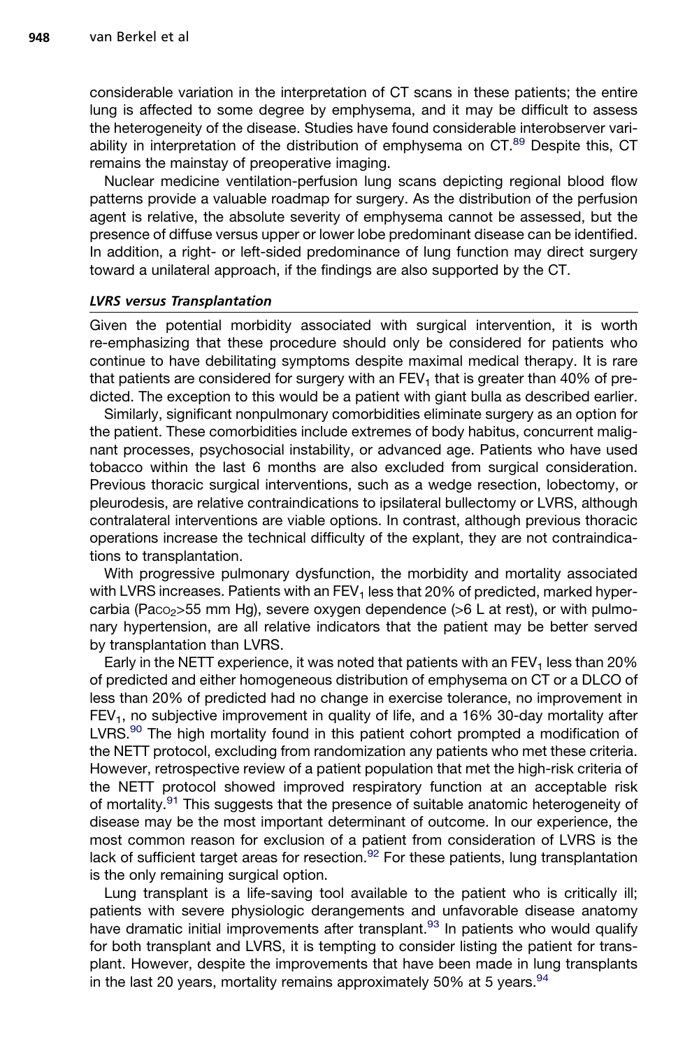considerable variation in the interpretation of CT scans in these patients; the entire lung is affected to some degree by emphysema, and it may be difficult to assess the heterogeneity of the disease. Studies have found considerable interobserver variability in interpretation of the distribution of emphysema on CT.[89] Despite this, CT remains the mainstay of preoperative imaging.

Nuclear medicine ventilation-perfusion lung scans depicting regional blood flow patterns provide a valuable roadmap for surgery. As the distribution of the perfusion agent is relative, the absolute severity of emphysema cannot be assessed, but the presence of diffuse versus upper or lower lobe predominant disease can be identified. In addition, a right- or left-sided predominance of lung function may direct surgery toward a unilateral approach, if the findings are also supported by the CT.

### *LVRS versus Transplantation*

Given the potential morbidity associated with surgical intervention, it is worth re-emphasizing that these procedure should only be considered for patients who continue to have debilitating symptoms despite maximal medical therapy. It is rare that patients are considered for surgery with an $FEV_1$ that is greater than 40% of predicted. The exception to this would be a patient with giant bulla as described earlier.

Similarly, significant nonpulmonary comorbidities eliminate surgery as an option for the patient. These comorbidities include extremes of body habitus, concurrent malignant processes, psychosocial instability, or advanced age. Patients who have used tobacco within the last 6 months are also excluded from surgical consideration. Previous thoracic surgical interventions, such as a wedge resection, lobectomy, or pleurodesis, are relative contraindications to ipsilateral bullectomy or LVRS, although contralateral interventions are viable options. In contrast, although previous thoracic operations increase the technical difficulty of the explant, they are not contraindications to transplantation.

With progressive pulmonary dysfunction, the morbidity and mortality associated with LVRS increases. Patients with an $FEV_1$ less that 20% of predicted, marked hypercarbia ($Pa_{CO_2}$>55 mm Hg), severe oxygen dependence (>6 L at rest), or with pulmonary hypertension, are all relative indicators that the patient may be better served by transplantation than LVRS.

Early in the NETT experience, it was noted that patients with an $FEV_1$ less than 20% of predicted and either homogeneous distribution of emphysema on CT or a DLCO of less than 20% of predicted had no change in exercise tolerance, no improvement in $FEV_1$, no subjective improvement in quality of life, and a 16% 30-day mortality after LVRS.[90] The high mortality found in this patient cohort prompted a modification of the NETT protocol, excluding from randomization any patients who met these criteria. However, retrospective review of a patient population that met the high-risk criteria of the NETT protocol showed improved respiratory function at an acceptable risk of mortality.[91] This suggests that the presence of suitable anatomic heterogeneity of disease may be the most important determinant of outcome. In our experience, the most common reason for exclusion of a patient from consideration of LVRS is the lack of sufficient target areas for resection.[92] For these patients, lung transplantation is the only remaining surgical option.

Lung transplant is a life-saving tool available to the patient who is critically ill; patients with severe physiologic derangements and unfavorable disease anatomy have dramatic initial improvements after transplant.[93] In patients who would qualify for both transplant and LVRS, it is tempting to consider listing the patient for transplant. However, despite the improvements that have been made in lung transplants in the last 20 years, mortality remains approximately 50% at 5 years.[94]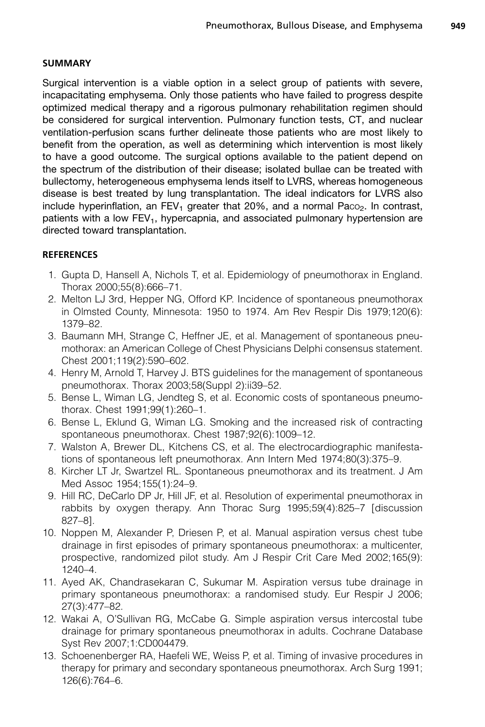## SUMMARY

Surgical intervention is a viable option in a select group of patients with severe, incapacitating emphysema. Only those patients who have failed to progress despite optimized medical therapy and a rigorous pulmonary rehabilitation regimen should be considered for surgical intervention. Pulmonary function tests, CT, and nuclear ventilation-perfusion scans further delineate those patients who are most likely to benefit from the operation, as well as determining which intervention is most likely to have a good outcome. The surgical options available to the patient depend on the spectrum of the distribution of their disease; isolated bullae can be treated with bullectomy, heterogeneous emphysema lends itself to LVRS, whereas homogeneous disease is best treated by lung transplantation. The ideal indicators for LVRS also include hyperinflation, an $FEV_1$ greater that 20%, and a normal $Paco_2$. In contrast, patients with a low $FEV_1$, hypercapnia, and associated pulmonary hypertension are directed toward transplantation.

## REFERENCES

1. Gupta D, Hansell A, Nichols T, et al. Epidemiology of pneumothorax in England. Thorax 2000;55(8):666–71.
2. Melton LJ 3rd, Hepper NG, Offord KP. Incidence of spontaneous pneumothorax in Olmsted County, Minnesota: 1950 to 1974. Am Rev Respir Dis 1979;120(6): 1379–82.
3. Baumann MH, Strange C, Heffner JE, et al. Management of spontaneous pneumothorax: an American College of Chest Physicians Delphi consensus statement. Chest 2001;119(2):590–602.
4. Henry M, Arnold T, Harvey J. BTS guidelines for the management of spontaneous pneumothorax. Thorax 2003;58(Suppl 2):ii39–52.
5. Bense L, Wiman LG, Jendteg S, et al. Economic costs of spontaneous pneumothorax. Chest 1991;99(1):260–1.
6. Bense L, Eklund G, Wiman LG. Smoking and the increased risk of contracting spontaneous pneumothorax. Chest 1987;92(6):1009–12.
7. Walston A, Brewer DL, Kitchens CS, et al. The electrocardiographic manifestations of spontaneous left pneumothorax. Ann Intern Med 1974;80(3):375–9.
8. Kircher LT Jr, Swartzel RL. Spontaneous pneumothorax and its treatment. J Am Med Assoc 1954;155(1):24–9.
9. Hill RC, DeCarlo DP Jr, Hill JF, et al. Resolution of experimental pneumothorax in rabbits by oxygen therapy. Ann Thorac Surg 1995;59(4):825–7 [discussion 827–8].
10. Noppen M, Alexander P, Driesen P, et al. Manual aspiration versus chest tube drainage in first episodes of primary spontaneous pneumothorax: a multicenter, prospective, randomized pilot study. Am J Respir Crit Care Med 2002;165(9): 1240–4.
11. Ayed AK, Chandrasekaran C, Sukumar M. Aspiration versus tube drainage in primary spontaneous pneumothorax: a randomised study. Eur Respir J 2006; 27(3):477–82.
12. Wakai A, O'Sullivan RG, McCabe G. Simple aspiration versus intercostal tube drainage for primary spontaneous pneumothorax in adults. Cochrane Database Syst Rev 2007;1:CD004479.
13. Schoenenberger RA, Haefeli WE, Weiss P, et al. Timing of invasive procedures in therapy for primary and secondary spontaneous pneumothorax. Arch Surg 1991; 126(6):764–6.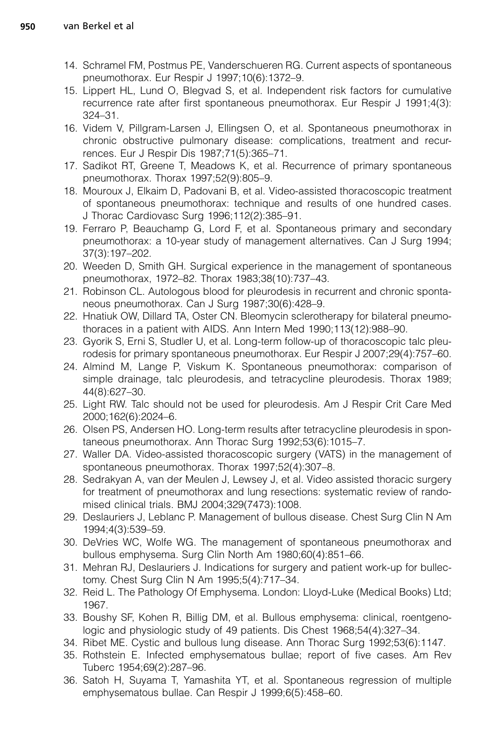14. Schramel FM, Postmus PE, Vanderschueren RG. Current aspects of spontaneous pneumothorax. Eur Respir J 1997;10(6):1372–9.
15. Lippert HL, Lund O, Blegvad S, et al. Independent risk factors for cumulative recurrence rate after first spontaneous pneumothorax. Eur Respir J 1991;4(3): 324–31.
16. Videm V, Pillgram-Larsen J, Ellingsen O, et al. Spontaneous pneumothorax in chronic obstructive pulmonary disease: complications, treatment and recurrences. Eur J Respir Dis 1987;71(5):365–71.
17. Sadikot RT, Greene T, Meadows K, et al. Recurrence of primary spontaneous pneumothorax. Thorax 1997;52(9):805–9.
18. Mouroux J, Elkaim D, Padovani B, et al. Video-assisted thoracoscopic treatment of spontaneous pneumothorax: technique and results of one hundred cases. J Thorac Cardiovasc Surg 1996;112(2):385–91.
19. Ferraro P, Beauchamp G, Lord F, et al. Spontaneous primary and secondary pneumothorax: a 10-year study of management alternatives. Can J Surg 1994; 37(3):197–202.
20. Weeden D, Smith GH. Surgical experience in the management of spontaneous pneumothorax, 1972–82. Thorax 1983;38(10):737–43.
21. Robinson CL. Autologous blood for pleurodesis in recurrent and chronic spontaneous pneumothorax. Can J Surg 1987;30(6):428–9.
22. Hnatiuk OW, Dillard TA, Oster CN. Bleomycin sclerotherapy for bilateral pneumothoraces in a patient with AIDS. Ann Intern Med 1990;113(12):988–90.
23. Gyorik S, Erni S, Studler U, et al. Long-term follow-up of thoracoscopic talc pleurodesis for primary spontaneous pneumothorax. Eur Respir J 2007;29(4):757–60.
24. Almind M, Lange P, Viskum K. Spontaneous pneumothorax: comparison of simple drainage, talc pleurodesis, and tetracycline pleurodesis. Thorax 1989; 44(8):627–30.
25. Light RW. Talc should not be used for pleurodesis. Am J Respir Crit Care Med 2000;162(6):2024–6.
26. Olsen PS, Andersen HO. Long-term results after tetracycline pleurodesis in spontaneous pneumothorax. Ann Thorac Surg 1992;53(6):1015–7.
27. Waller DA. Video-assisted thoracoscopic surgery (VATS) in the management of spontaneous pneumothorax. Thorax 1997;52(4):307–8.
28. Sedrakyan A, van der Meulen J, Lewsey J, et al. Video assisted thoracic surgery for treatment of pneumothorax and lung resections: systematic review of randomised clinical trials. BMJ 2004;329(7473):1008.
29. Deslauriers J, Leblanc P. Management of bullous disease. Chest Surg Clin N Am 1994;4(3):539–59.
30. DeVries WC, Wolfe WG. The management of spontaneous pneumothorax and bullous emphysema. Surg Clin North Am 1980;60(4):851–66.
31. Mehran RJ, Deslauriers J. Indications for surgery and patient work-up for bullectomy. Chest Surg Clin N Am 1995;5(4):717–34.
32. Reid L. The Pathology Of Emphysema. London: Lloyd-Luke (Medical Books) Ltd; 1967.
33. Boushy SF, Kohen R, Billig DM, et al. Bullous emphysema: clinical, roentgenologic and physiologic study of 49 patients. Dis Chest 1968;54(4):327–34.
34. Ribet ME. Cystic and bullous lung disease. Ann Thorac Surg 1992;53(6):1147.
35. Rothstein E. Infected emphysematous bullae; report of five cases. Am Rev Tuberc 1954;69(2):287–96.
36. Satoh H, Suyama T, Yamashita YT, et al. Spontaneous regression of multiple emphysematous bullae. Can Respir J 1999;6(5):458–60.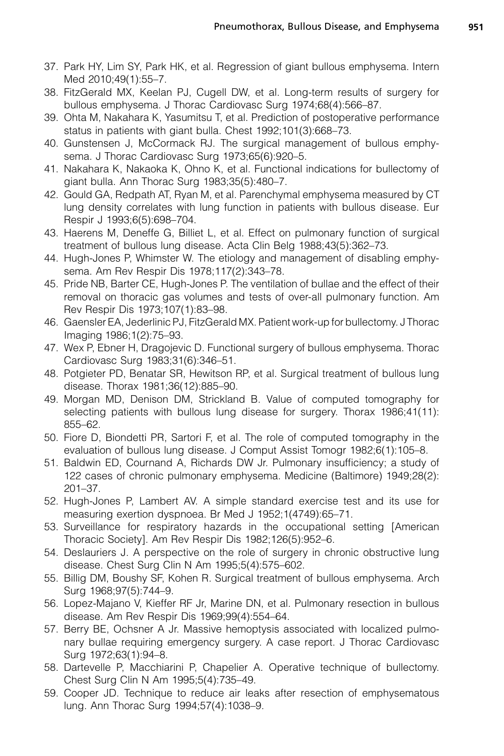37. Park HY, Lim SY, Park HK, et al. Regression of giant bullous emphysema. Intern Med 2010;49(1):55–7.
38. FitzGerald MX, Keelan PJ, Cugell DW, et al. Long-term results of surgery for bullous emphysema. J Thorac Cardiovasc Surg 1974;68(4):566–87.
39. Ohta M, Nakahara K, Yasumitsu T, et al. Prediction of postoperative performance status in patients with giant bulla. Chest 1992;101(3):668–73.
40. Gunstensen J, McCormack RJ. The surgical management of bullous emphysema. J Thorac Cardiovasc Surg 1973;65(6):920–5.
41. Nakahara K, Nakaoka K, Ohno K, et al. Functional indications for bullectomy of giant bulla. Ann Thorac Surg 1983;35(5):480–7.
42. Gould GA, Redpath AT, Ryan M, et al. Parenchymal emphysema measured by CT lung density correlates with lung function in patients with bullous disease. Eur Respir J 1993;6(5):698–704.
43. Haerens M, Deneffe G, Billiet L, et al. Effect on pulmonary function of surgical treatment of bullous lung disease. Acta Clin Belg 1988;43(5):362–73.
44. Hugh-Jones P, Whimster W. The etiology and management of disabling emphysema. Am Rev Respir Dis 1978;117(2):343–78.
45. Pride NB, Barter CE, Hugh-Jones P. The ventilation of bullae and the effect of their removal on thoracic gas volumes and tests of over-all pulmonary function. Am Rev Respir Dis 1973;107(1):83–98.
46. Gaensler EA, Jederlinic PJ, FitzGerald MX. Patient work-up for bullectomy. J Thorac Imaging 1986;1(2):75–93.
47. Wex P, Ebner H, Dragojevic D. Functional surgery of bullous emphysema. Thorac Cardiovasc Surg 1983;31(6):346–51.
48. Potgieter PD, Benatar SR, Hewitson RP, et al. Surgical treatment of bullous lung disease. Thorax 1981;36(12):885–90.
49. Morgan MD, Denison DM, Strickland B. Value of computed tomography for selecting patients with bullous lung disease for surgery. Thorax 1986;41(11): 855–62.
50. Fiore D, Biondetti PR, Sartori F, et al. The role of computed tomography in the evaluation of bullous lung disease. J Comput Assist Tomogr 1982;6(1):105–8.
51. Baldwin ED, Cournand A, Richards DW Jr. Pulmonary insufficiency; a study of 122 cases of chronic pulmonary emphysema. Medicine (Baltimore) 1949;28(2): 201–37.
52. Hugh-Jones P, Lambert AV. A simple standard exercise test and its use for measuring exertion dyspnoea. Br Med J 1952;1(4749):65–71.
53. Surveillance for respiratory hazards in the occupational setting [American Thoracic Society]. Am Rev Respir Dis 1982;126(5):952–6.
54. Deslauriers J. A perspective on the role of surgery in chronic obstructive lung disease. Chest Surg Clin N Am 1995;5(4):575–602.
55. Billig DM, Boushy SF, Kohen R. Surgical treatment of bullous emphysema. Arch Surg 1968;97(5):744–9.
56. Lopez-Majano V, Kieffer RF Jr, Marine DN, et al. Pulmonary resection in bullous disease. Am Rev Respir Dis 1969;99(4):554–64.
57. Berry BE, Ochsner A Jr. Massive hemoptysis associated with localized pulmonary bullae requiring emergency surgery. A case report. J Thorac Cardiovasc Surg 1972;63(1):94–8.
58. Dartevelle P, Macchiarini P, Chapelier A. Operative technique of bullectomy. Chest Surg Clin N Am 1995;5(4):735–49.
59. Cooper JD. Technique to reduce air leaks after resection of emphysematous lung. Ann Thorac Surg 1994;57(4):1038–9.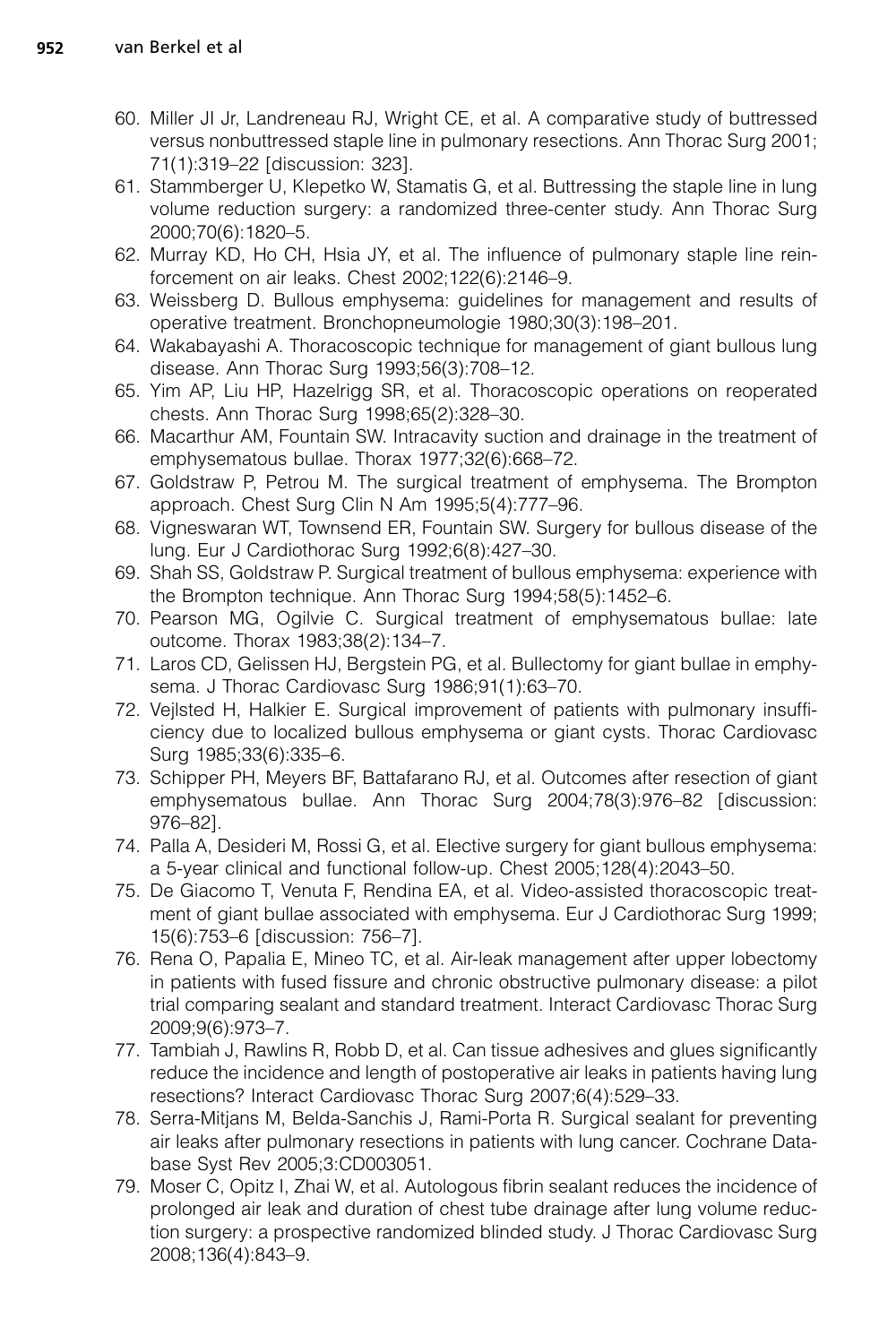60. Miller JI Jr, Landreneau RJ, Wright CE, et al. A comparative study of buttressed versus nonbuttressed staple line in pulmonary resections. Ann Thorac Surg 2001; 71(1):319–22 [discussion: 323].
61. Stammberger U, Klepetko W, Stamatis G, et al. Buttressing the staple line in lung volume reduction surgery: a randomized three-center study. Ann Thorac Surg 2000;70(6):1820–5.
62. Murray KD, Ho CH, Hsia JY, et al. The influence of pulmonary staple line reinforcement on air leaks. Chest 2002;122(6):2146–9.
63. Weissberg D. Bullous emphysema: guidelines for management and results of operative treatment. Bronchopneumologie 1980;30(3):198–201.
64. Wakabayashi A. Thoracoscopic technique for management of giant bullous lung disease. Ann Thorac Surg 1993;56(3):708–12.
65. Yim AP, Liu HP, Hazelrigg SR, et al. Thoracoscopic operations on reoperated chests. Ann Thorac Surg 1998;65(2):328–30.
66. Macarthur AM, Fountain SW. Intracavity suction and drainage in the treatment of emphysematous bullae. Thorax 1977;32(6):668–72.
67. Goldstraw P, Petrou M. The surgical treatment of emphysema. The Brompton approach. Chest Surg Clin N Am 1995;5(4):777–96.
68. Vigneswaran WT, Townsend ER, Fountain SW. Surgery for bullous disease of the lung. Eur J Cardiothorac Surg 1992;6(8):427–30.
69. Shah SS, Goldstraw P. Surgical treatment of bullous emphysema: experience with the Brompton technique. Ann Thorac Surg 1994;58(5):1452–6.
70. Pearson MG, Ogilvie C. Surgical treatment of emphysematous bullae: late outcome. Thorax 1983;38(2):134–7.
71. Laros CD, Gelissen HJ, Bergstein PG, et al. Bullectomy for giant bullae in emphysema. J Thorac Cardiovasc Surg 1986;91(1):63–70.
72. Vejlsted H, Halkier E. Surgical improvement of patients with pulmonary insufficiency due to localized bullous emphysema or giant cysts. Thorac Cardiovasc Surg 1985;33(6):335–6.
73. Schipper PH, Meyers BF, Battafarano RJ, et al. Outcomes after resection of giant emphysematous bullae. Ann Thorac Surg 2004;78(3):976–82 [discussion: 976–82].
74. Palla A, Desideri M, Rossi G, et al. Elective surgery for giant bullous emphysema: a 5-year clinical and functional follow-up. Chest 2005;128(4):2043–50.
75. De Giacomo T, Venuta F, Rendina EA, et al. Video-assisted thoracoscopic treatment of giant bullae associated with emphysema. Eur J Cardiothorac Surg 1999; 15(6):753–6 [discussion: 756–7].
76. Rena O, Papalia E, Mineo TC, et al. Air-leak management after upper lobectomy in patients with fused fissure and chronic obstructive pulmonary disease: a pilot trial comparing sealant and standard treatment. Interact Cardiovasc Thorac Surg 2009;9(6):973–7.
77. Tambiah J, Rawlins R, Robb D, et al. Can tissue adhesives and glues significantly reduce the incidence and length of postoperative air leaks in patients having lung resections? Interact Cardiovasc Thorac Surg 2007;6(4):529–33.
78. Serra-Mitjans M, Belda-Sanchis J, Rami-Porta R. Surgical sealant for preventing air leaks after pulmonary resections in patients with lung cancer. Cochrane Database Syst Rev 2005;3:CD003051.
79. Moser C, Opitz I, Zhai W, et al. Autologous fibrin sealant reduces the incidence of prolonged air leak and duration of chest tube drainage after lung volume reduction surgery: a prospective randomized blinded study. J Thorac Cardiovasc Surg 2008;136(4):843–9.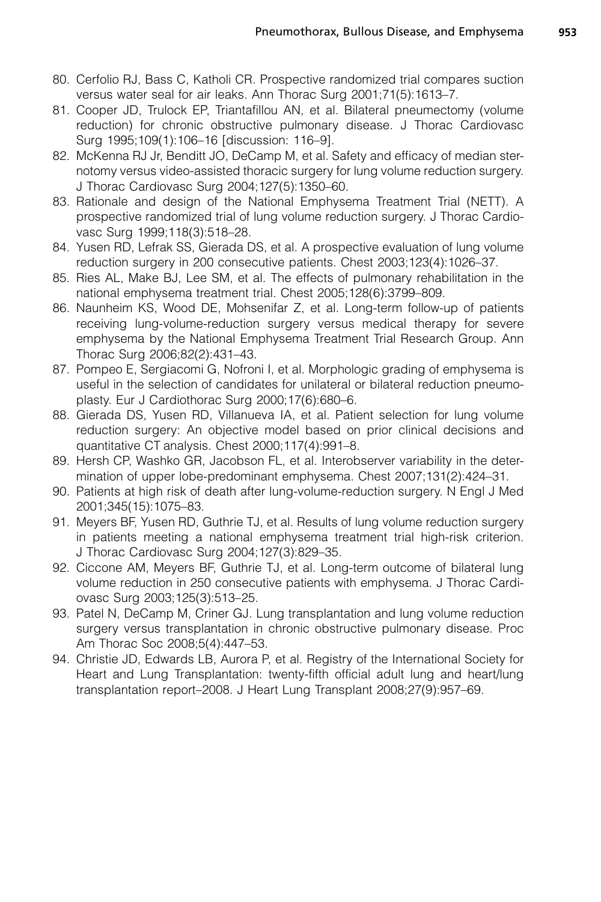80. Cerfolio RJ, Bass C, Katholi CR. Prospective randomized trial compares suction versus water seal for air leaks. Ann Thorac Surg 2001;71(5):1613–7.
81. Cooper JD, Trulock EP, Triantafillou AN, et al. Bilateral pneumectomy (volume reduction) for chronic obstructive pulmonary disease. J Thorac Cardiovasc Surg 1995;109(1):106–16 [discussion: 116–9].
82. McKenna RJ Jr, Benditt JO, DeCamp M, et al. Safety and efficacy of median sternotomy versus video-assisted thoracic surgery for lung volume reduction surgery. J Thorac Cardiovasc Surg 2004;127(5):1350–60.
83. Rationale and design of the National Emphysema Treatment Trial (NETT). A prospective randomized trial of lung volume reduction surgery. J Thorac Cardiovasc Surg 1999;118(3):518–28.
84. Yusen RD, Lefrak SS, Gierada DS, et al. A prospective evaluation of lung volume reduction surgery in 200 consecutive patients. Chest 2003;123(4):1026–37.
85. Ries AL, Make BJ, Lee SM, et al. The effects of pulmonary rehabilitation in the national emphysema treatment trial. Chest 2005;128(6):3799–809.
86. Naunheim KS, Wood DE, Mohsenifar Z, et al. Long-term follow-up of patients receiving lung-volume-reduction surgery versus medical therapy for severe emphysema by the National Emphysema Treatment Trial Research Group. Ann Thorac Surg 2006;82(2):431–43.
87. Pompeo E, Sergiacomi G, Nofroni I, et al. Morphologic grading of emphysema is useful in the selection of candidates for unilateral or bilateral reduction pneumoplasty. Eur J Cardiothorac Surg 2000;17(6):680–6.
88. Gierada DS, Yusen RD, Villanueva IA, et al. Patient selection for lung volume reduction surgery: An objective model based on prior clinical decisions and quantitative CT analysis. Chest 2000;117(4):991–8.
89. Hersh CP, Washko GR, Jacobson FL, et al. Interobserver variability in the determination of upper lobe-predominant emphysema. Chest 2007;131(2):424–31.
90. Patients at high risk of death after lung-volume-reduction surgery. N Engl J Med 2001;345(15):1075–83.
91. Meyers BF, Yusen RD, Guthrie TJ, et al. Results of lung volume reduction surgery in patients meeting a national emphysema treatment trial high-risk criterion. J Thorac Cardiovasc Surg 2004;127(3):829–35.
92. Ciccone AM, Meyers BF, Guthrie TJ, et al. Long-term outcome of bilateral lung volume reduction in 250 consecutive patients with emphysema. J Thorac Cardiovasc Surg 2003;125(3):513–25.
93. Patel N, DeCamp M, Criner GJ. Lung transplantation and lung volume reduction surgery versus transplantation in chronic obstructive pulmonary disease. Proc Am Thorac Soc 2008;5(4):447–53.
94. Christie JD, Edwards LB, Aurora P, et al. Registry of the International Society for Heart and Lung Transplantation: twenty-fifth official adult lung and heart/lung transplantation report–2008. J Heart Lung Transplant 2008;27(9):957–69.